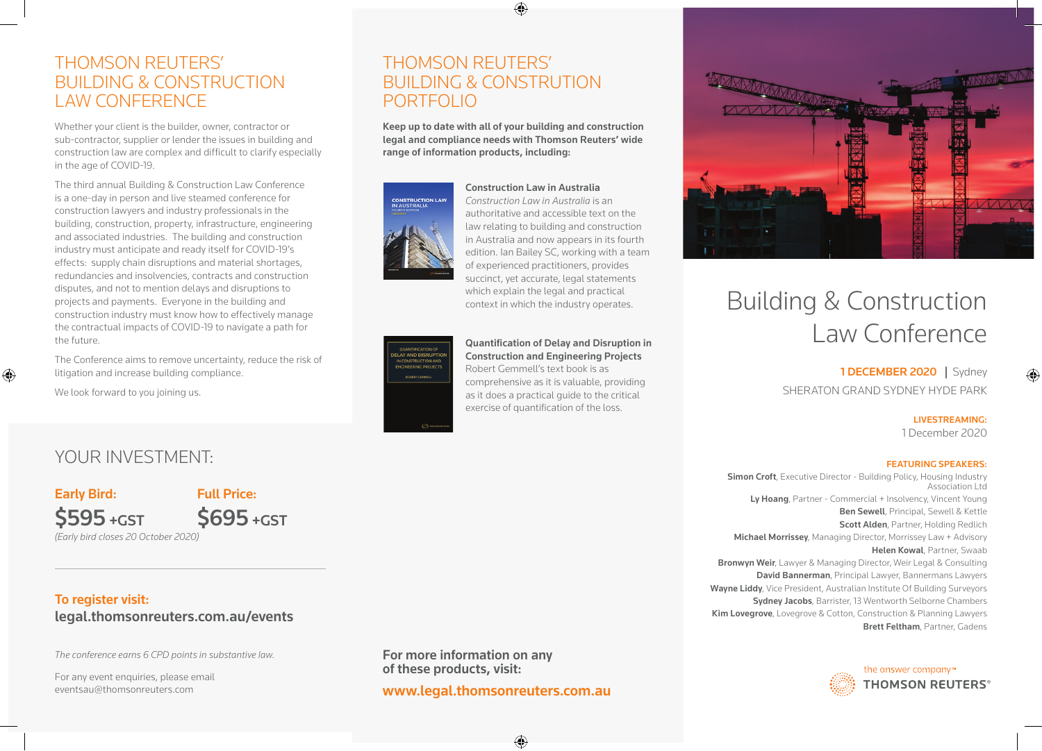# THOMSON REUTERS' BUILDING & CONSTRUCTION LAW CONFERENCE

Whether your client is the builder, owner, contractor or sub-contractor, supplier or lender the issues in building and construction law are complex and difficult to clarify especially in the age of COVID-19.

The third annual Building & Construction Law Conference is a one-day in person and live steamed conference for construction lawyers and industry professionals in the building, construction, property, infrastructure, engineering and associated industries. The building and construction industry must anticipate and ready itself for COVID-19's effects: supply chain disruptions and material shortages, redundancies and insolvencies, contracts and construction disputes, and not to mention delays and disruptions to projects and payments. Everyone in the building and construction industry must know how to effectively manage the contractual impacts of COVID-19 to navigate a path for the future.

The Conference aims to remove uncertainty, reduce the risk of litigation and increase building compliance.

We look forward to you joining us.

## YOUR INVESTMENT:

**Early Bird:**
**$595 +GST**

**Full Price:**
**$695 +GST**

*(Early bird closes 20 October 2020)*

**To register visit:**
**legal.thomsonreuters.com.au/events**

*The conference earns 6 CPD points in substantive law.*

For any event enquiries, please email eventsau@thomsonreuters.com

# THOMSON REUTERS' BUILDING & CONSTRUTION PORTFOLIO

**Keep up to date with all of your building and construction legal and compliance needs with Thomson Reuters' wide range of information products, including:**

**Construction Law in Australia**
*Construction Law in Australia* is an authoritative and accessible text on the law relating to building and construction in Australia and now appears in its fourth edition. Ian Bailey SC, working with a team of experienced practitioners, provides succinct, yet accurate, legal statements which explain the legal and practical context in which the industry operates.

**Quantification of Delay and Disruption in Construction and Engineering Projects**
Robert Gemmell's text book is as comprehensive as it is valuable, providing as it does a practical guide to the critical exercise of quantification of the loss.

**For more information on any of these products, visit:**

**www.legal.thomsonreuters.com.au**

# Building & Construction Law Conference

**1 DECEMBER 2020** | Sydney
SHERATON GRAND SYDNEY HYDE PARK

**LIVESTREAMING:**
1 December 2020

**FEATURING SPEAKERS:**

**Simon Croft**, Executive Director - Building Policy, Housing Industry Association Ltd
**Ly Hoang**, Partner - Commercial + Insolvency, Vincent Young
**Ben Sewell**, Principal, Sewell & Kettle
**Scott Alden**, Partner, Holding Redlich
**Michael Morrissey**, Managing Director, Morrissey Law + Advisory
**Helen Kowal**, Partner, Swaab
**Bronwyn Weir**, Lawyer & Managing Director, Weir Legal & Consulting
**David Bannerman**, Principal Lawyer, Bannermans Lawyers
**Wayne Liddy**, Vice President, Australian Institute Of Building Surveyors
**Sydney Jacobs**, Barrister, 13 Wentworth Selborne Chambers
**Kim Lovegrove**, Lovegrove & Cotton, Construction & Planning Lawyers
**Brett Feltham**, Partner, Gadens

the answer company™
THOMSON REUTERS®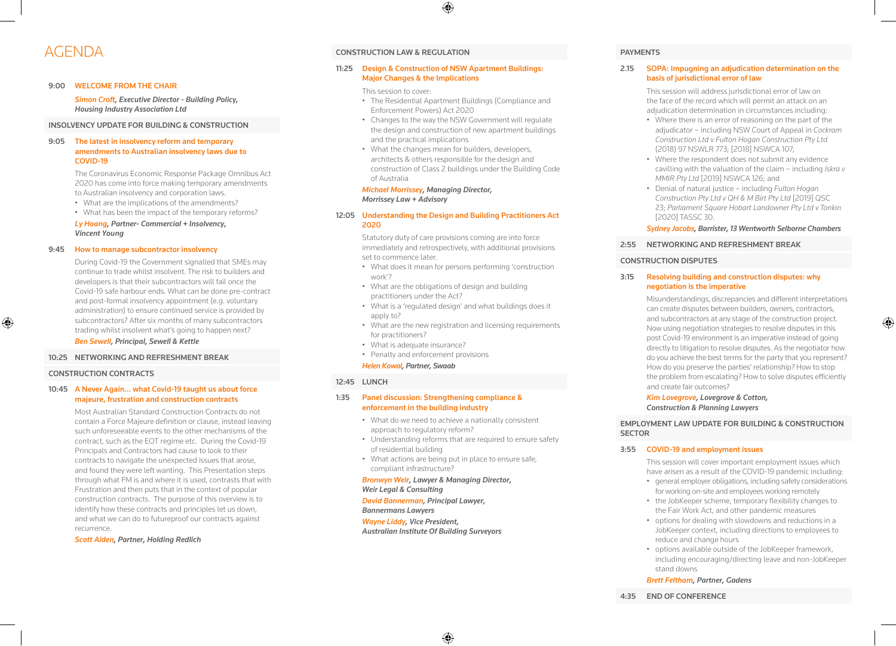# AGENDA

**9:00 WELCOME FROM THE CHAIR**

***Simon Croft**, Executive Director - Building Policy,*
*Housing Industry Association Ltd*

## INSOLVENCY UPDATE FOR BUILDING & CONSTRUCTION

**9:05 The latest in insolvency reform and temporary amendments to Australian insolvency laws due to COVID-19**

The Coronavirus Economic Response Package Omnibus Act 2020 has come into force making temporary amendments to Australian insolvency and corporation laws.

- What are the implications of the amendments?
- What has been the impact of the temporary reforms?

***Ly Hoang**, Partner- Commercial + Insolvency,*
*Vincent Young*

**9:45 How to manage subcontractor insolvency**

During Covid-19 the Government signalled that SMEs may continue to trade whilst insolvent. The risk to builders and developers is that their subcontractors will fail once the Covid-19 safe harbour ends. What can be done pre-contract and post-formal insolvency appointment (e.g. voluntary administration) to ensure continued service is provided by subcontractors? After six months of many subcontractors trading whilst insolvent what's going to happen next?

***Ben Sewell**, Principal, Sewell & Kettle*

**10:25 NETWORKING AND REFRESHMENT BREAK**

## CONSTRUCTION CONTRACTS

**10:45 A Never Again... what Covid-19 taught us about force majeure, frustration and construction contracts**

Most Australian Standard Construction Contracts do not contain a Force Majeure definition or clause, instead leaving such unforeseeable events to the other mechanisms of the contract, such as the EOT regime etc. During the Covid-19 Principals and Contractors had cause to look to their contracts to navigate the unexpected issues that arose, and found they were left wanting. This Presentation steps through what FM is and where it is used, contrasts that with Frustration and then puts that in the context of popular construction contracts. The purpose of this overview is to identify how these contracts and principles let us down, and what we can do to futureproof our contracts against recurrence.

***Scott Alden**, Partner, Holding Redlich*

## CONSTRUCTION LAW & REGULATION

**11:25 Design & Construction of NSW Apartment Buildings: Major Changes & the Implications**

This session to cover:

- The Residential Apartment Buildings (Compliance and Enforcement Powers) Act 2020
- Changes to the way the NSW Government will regulate the design and construction of new apartment buildings and the practical implications
- What the changes mean for builders, developers, architects & others responsible for the design and construction of Class 2 buildings under the Building Code of Australia

***Michael Morrissey**, Managing Director,*
*Morrissey Law + Advisory*

**12:05 Understanding the Design and Building Practitioners Act 2020**

Statutory duty of care provisions coming are into force immediately and retrospectively, with additional provisions set to commence later.

- What does it mean for persons performing 'construction work'?
- What are the obligations of design and building practitioners under the Act?
- What is a 'regulated design' and what buildings does it apply to?
- What are the new registration and licensing requirements for practitioners?
- What is adequate insurance?
- Penalty and enforcement provisions

***Helen Kowal**, Partner, Swaab*

**12:45 LUNCH**

**1:35 Panel discussion: Strengthening compliance & enforcement in the building industry**

- What do we need to achieve a nationally consistent approach to regulatory reform?
- Understanding reforms that are required to ensure safety of residential building
- What actions are being put in place to ensure safe, compliant infrastructure?

***Bronwyn Weir**, Lawyer & Managing Director,*
*Weir Legal & Consulting*

***David Bannerman**, Principal Lawyer,*
*Bannermans Lawyers*

***Wayne Liddy**, Vice President,*
*Australian Institute Of Building Surveyors*

## PAYMENTS

**2.15 SOPA: Impugning an adjudication determination on the basis of jurisdictional error of law**

This session will address jurisdictional error of law on the face of the record which will permit an attack on an adjudication determination in circumstances including:

- Where there is an error of reasoning on the part of the adjudicator – including NSW Court of Appeal in *Cockram Construction Ltd v Fulton Hogan Construction Pty Ltd* (2018) 97 NSWLR 773; [2018] NSWCA 107;
- Where the respondent does not submit any evidence cavilling with the valuation of the claim – including *Iskra v MMIR Pty Ltd* [2019] NSWCA 126; and
- Denial of natural justice – including *Fulton Hogan Construction Pty Ltd v QH & M Birt Pty Ltd* [2019] QSC 23; *Parliament Square Hobart Landowner Pty Ltd v Tonkin* [2020] TASSC 30.

***Sydney Jacobs**, Barrister, 13 Wentworth Selborne Chambers*

**2:55 NETWORKING AND REFRESHMENT BREAK**

## CONSTRUCTION DISPUTES

**3:15 Resolving building and construction disputes: why negotiation is the imperative**

Misunderstandings, discrepancies and different interpretations can create disputes between builders, owners, contractors, and subcontractors at any stage of the construction project. Now using negotiation strategies to resolve disputes in this post Covid-19 environment is an imperative instead of going directly to litigation to resolve disputes. As the negotiator how do you achieve the best terms for the party that you represent? How do you preserve the parties' relationship? How to stop the problem from escalating? How to solve disputes efficiently and create fair outcomes?

***Kim Lovegrove**, Lovegrove & Cotton,*
*Construction & Planning Lawyers*

## EMPLOYMENT LAW UPDATE FOR BUILDING & CONSTRUCTION SECTOR

**3:55 COVID-19 and employment issues**

This session will cover important employment issues which have arisen as a result of the COVID-19 pandemic including:

- general employer obligations, including safety considerations for working on-site and employees working remotely
- the JobKeeper scheme, temporary flexibility changes to the Fair Work Act, and other pandemic measures
- options for dealing with slowdowns and reductions in a JobKeeper context, including directions to employees to reduce and change hours
- options available outside of the JobKeeper framework, including encouraging/directing leave and non-JobKeeper stand downs

***Brett Feltham**, Partner, Gadens*

**4:35 END OF CONFERENCE**